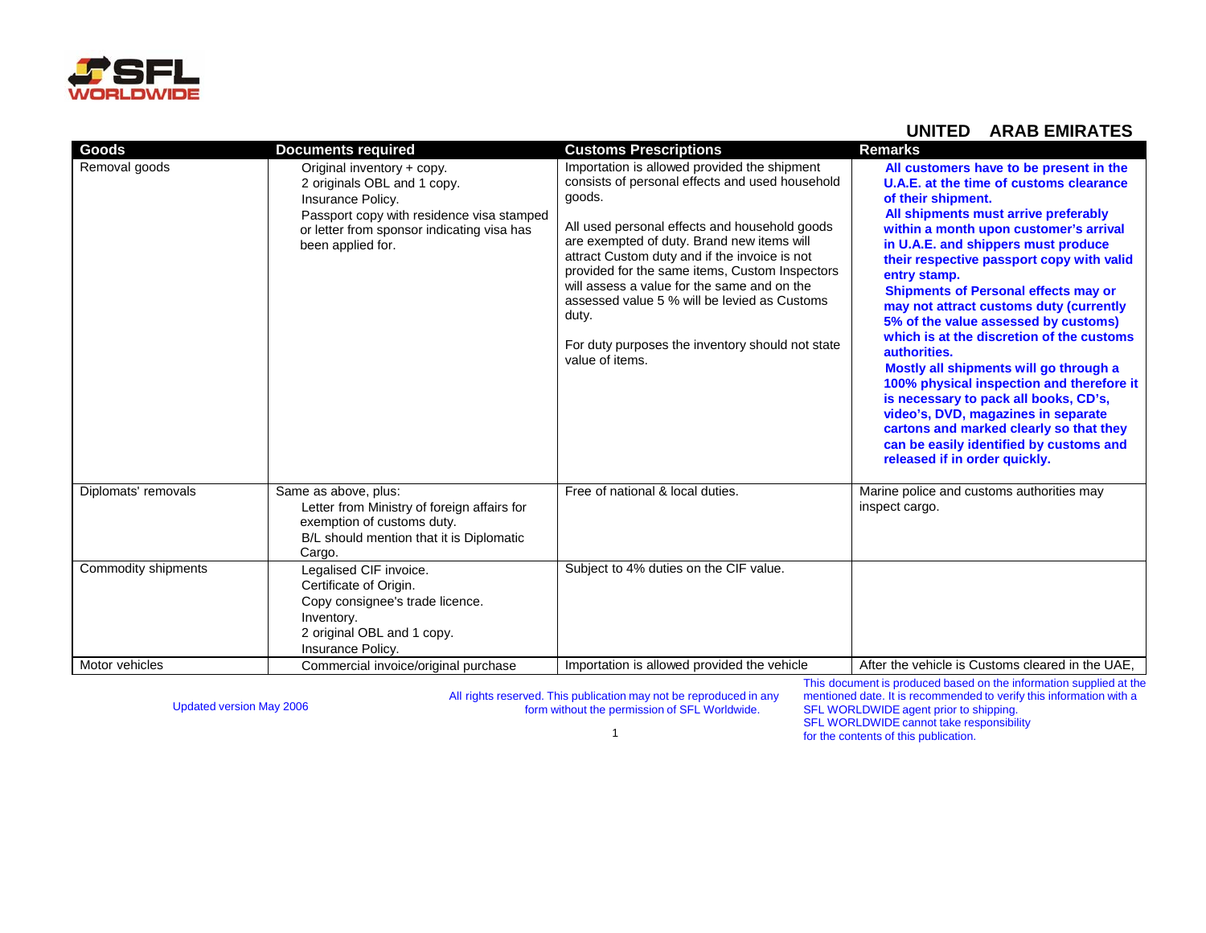## UNITED ARAB EMIRATES

| Goods | Documents required | Customs Prescriptions | Remarks |
|---|---|---|---|
| Removal goods | Original inventory + copy.<br>2 originals OBL and 1 copy.<br>Insurance Policy.<br>Passport copy with residence visa stamped or letter from sponsor indicating visa has been applied for. | Importation is allowed provided the shipment consists of personal effects and used household goods.<br><br>All used personal effects and household goods are exempted of duty. Brand new items will attract Custom duty and if the invoice is not provided for the same items, Custom Inspectors will assess a value for the same and on the assessed value 5 % will be levied as Customs duty.<br><br>For duty purposes the inventory should not state value of items. | **All customers have to be present in the U.A.E. at the time of customs clearance of their shipment.**<br>**All shipments must arrive preferably within a month upon customer's arrival in U.A.E. and shippers must produce their respective passport copy with valid entry stamp.**<br>**Shipments of Personal effects may or may not attract customs duty (currently 5% of the value assessed by customs) which is at the discretion of the customs authorities.**<br>**Mostly all shipments will go through a 100% physical inspection and therefore it is necessary to pack all books, CD's, video's, DVD, magazines in separate cartons and marked clearly so that they can be easily identified by customs and released if in order quickly.** |
| Diplomats' removals | Same as above, plus:<br>Letter from Ministry of foreign affairs for exemption of customs duty.<br>B/L should mention that it is Diplomatic Cargo. | Free of national & local duties. | Marine police and customs authorities may inspect cargo. |
| Commodity shipments | Legalised CIF invoice.<br>Certificate of Origin.<br>Copy consignee's trade licence.<br>Inventory.<br>2 original OBL and 1 copy.<br>Insurance Policy. | Subject to 4% duties on the CIF value. | |
| Motor vehicles | Commercial invoice/original purchase | Importation is allowed provided the vehicle | After the vehicle is Customs cleared in the UAE, |

Updated version May 2006

All rights reserved. This publication may not be reproduced in any form without the permission of SFL Worldwide.

This document is produced based on the information supplied at the mentioned date. It is recommended to verify this information with a SFL WORLDWIDE agent prior to shipping. SFL WORLDWIDE cannot take responsibility for the contents of this publication.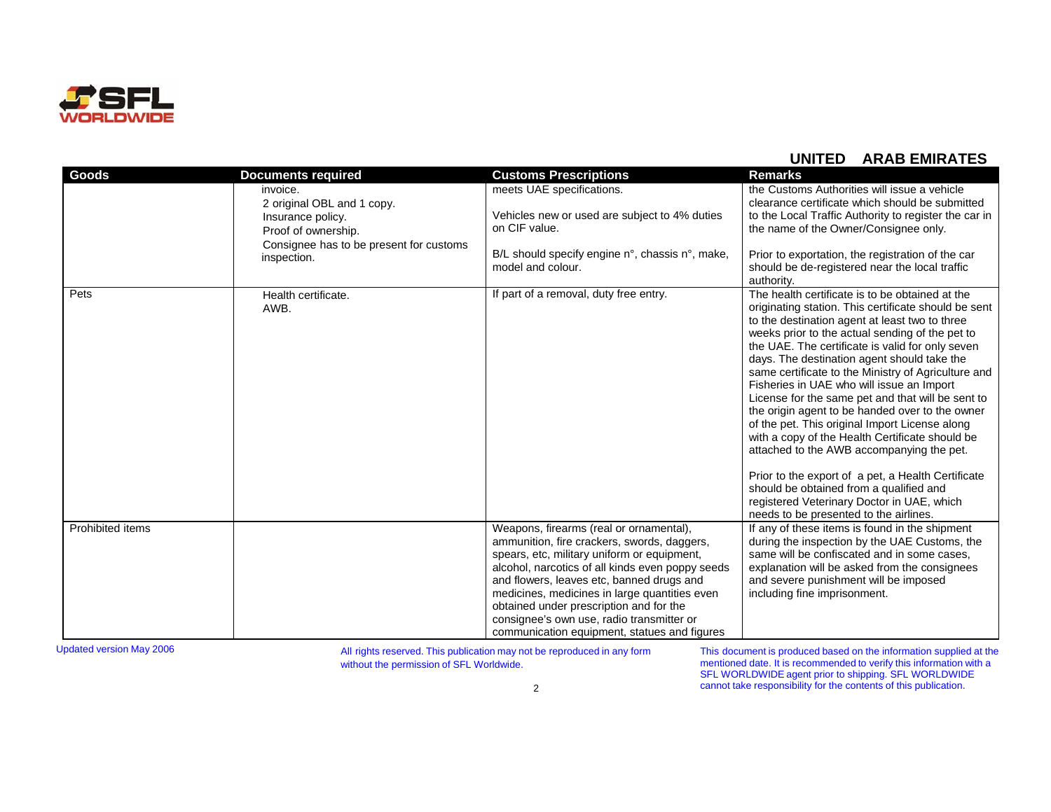## UNITED ARAB EMIRATES

| Goods | Documents required | Customs Prescriptions | Remarks |
|---|---|---|---|
| | invoice.<br>2 original OBL and 1 copy.<br>Insurance policy.<br>Proof of ownership.<br>Consignee has to be present for customs inspection. | meets UAE specifications.<br><br>Vehicles new or used are subject to 4% duties on CIF value.<br><br>B/L should specify engine n°, chassis n°, make, model and colour. | the Customs Authorities will issue a vehicle clearance certificate which should be submitted to the Local Traffic Authority to register the car in the name of the Owner/Consignee only.<br><br>Prior to exportation, the registration of the car should be de-registered near the local traffic authority. |
| Pets | Health certificate.<br>AWB. | If part of a removal, duty free entry. | The health certificate is to be obtained at the originating station. This certificate should be sent to the destination agent at least two to three weeks prior to the actual sending of the pet to the UAE. The certificate is valid for only seven days. The destination agent should take the same certificate to the Ministry of Agriculture and Fisheries in UAE who will issue an Import License for the same pet and that will be sent to the origin agent to be handed over to the owner of the pet. This original Import License along with a copy of the Health Certificate should be attached to the AWB accompanying the pet.<br><br>Prior to the export of a pet, a Health Certificate should be obtained from a qualified and registered Veterinary Doctor in UAE, which needs to be presented to the airlines. |
| Prohibited items | | Weapons, firearms (real or ornamental), ammunition, fire crackers, swords, daggers, spears, etc, military uniform or equipment, alcohol, narcotics of all kinds even poppy seeds and flowers, leaves etc, banned drugs and medicines, medicines in large quantities even obtained under prescription and for the consignee's own use, radio transmitter or communication equipment, statues and figures | If any of these items is found in the shipment during the inspection by the UAE Customs, the same will be confiscated and in some cases, explanation will be asked from the consignees and severe punishment will be imposed including fine imprisonment. |

Updated version May 2006

All rights reserved. This publication may not be reproduced in any form without the permission of SFL Worldwide.

This document is produced based on the information supplied at the mentioned date. It is recommended to verify this information with a SFL WORLDWIDE agent prior to shipping. SFL WORLDWIDE cannot take responsibility for the contents of this publication.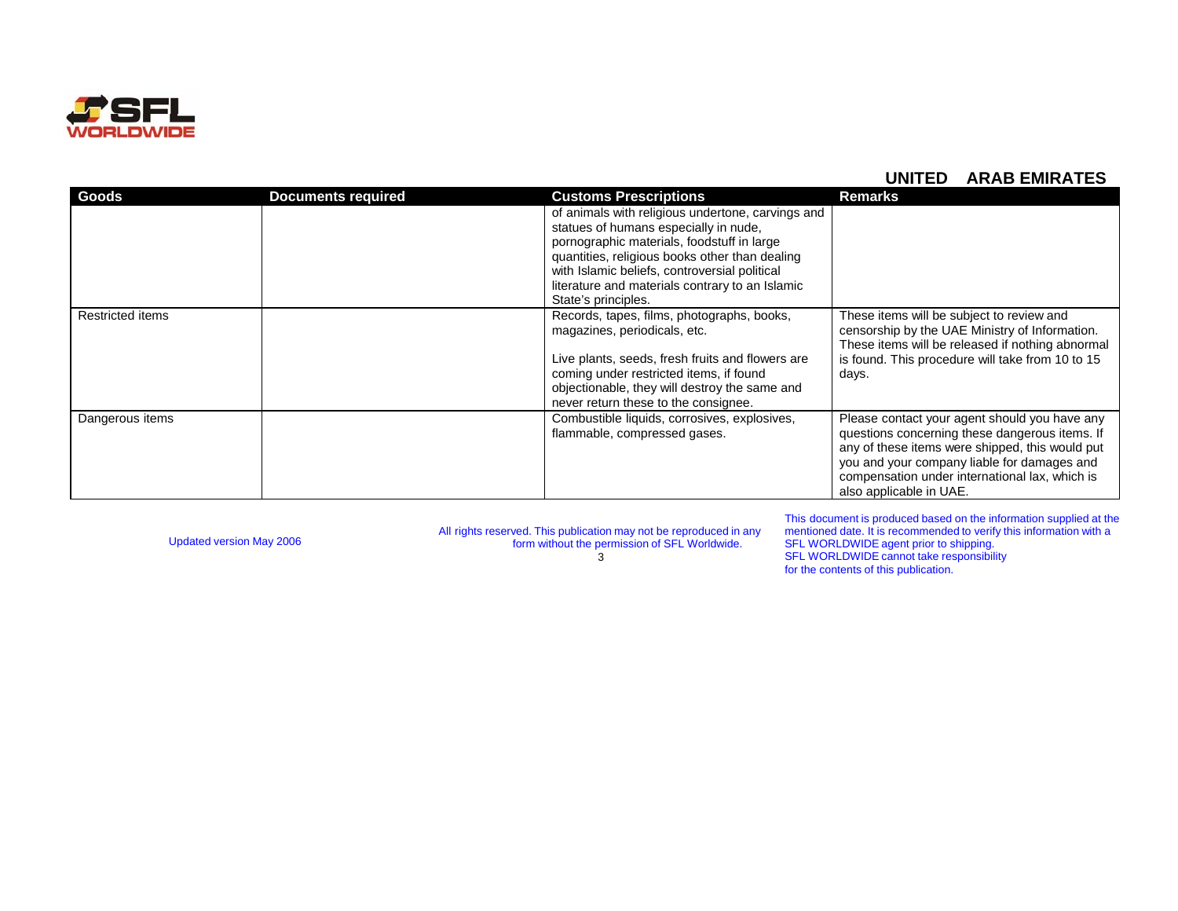## UNITED ARAB EMIRATES

| Goods | Documents required | Customs Prescriptions | Remarks |
|---|---|---|---|
| | | of animals with religious undertone, carvings and statues of humans especially in nude, pornographic materials, foodstuff in large quantities, religious books other than dealing with Islamic beliefs, controversial political literature and materials contrary to an Islamic State's principles. | |
| Restricted items | | Records, tapes, films, photographs, books, magazines, periodicals, etc.<br><br>Live plants, seeds, fresh fruits and flowers are coming under restricted items, if found objectionable, they will destroy the same and never return these to the consignee. | These items will be subject to review and censorship by the UAE Ministry of Information. These items will be released if nothing abnormal is found. This procedure will take from 10 to 15 days. |
| Dangerous items | | Combustible liquids, corrosives, explosives, flammable, compressed gases. | Please contact your agent should you have any questions concerning these dangerous items. If any of these items were shipped, this would put you and your company liable for damages and compensation under international lax, which is also applicable in UAE. |

Updated version May 2006

All rights reserved. This publication may not be reproduced in any form without the permission of SFL Worldwide.

This document is produced based on the information supplied at the mentioned date. It is recommended to verify this information with a SFL WORLDWIDE agent prior to shipping. SFL WORLDWIDE cannot take responsibility for the contents of this publication.